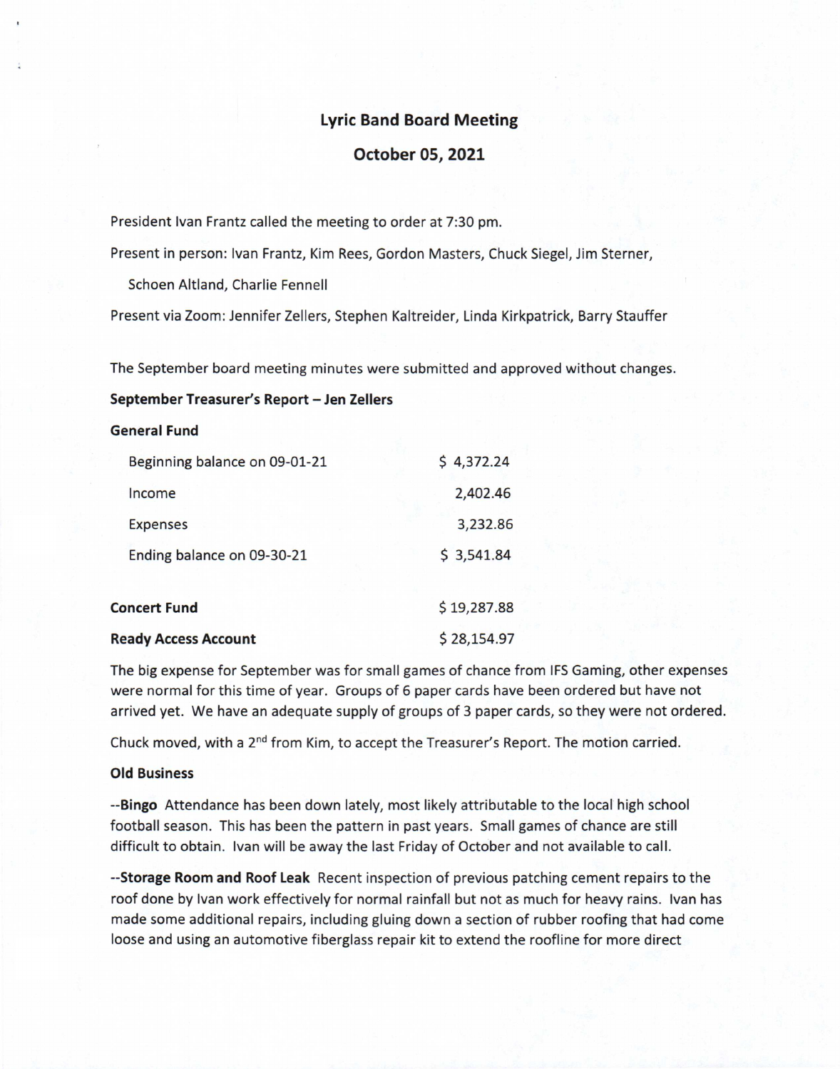# Lyric Band Board Meeting

## October 05, 2021

President Ivan Frantz called the meeting to order at 7:30 pm.

Present in person: Ivan Frantz, Kim Rees, Gordon Masters, Chuck Siegel, Jim Sterner, Schoen Altland, Charlie Fennell

Present via Zoom: Jennifer Zellers, Stephen Kaltreider, Linda Kirkpatrick, Barry Stauffer

The September board meeting minutes were submitted and approved without changes.

**September Treasurer's Report – Jen Zellers**

**General Fund**

| | |
|---|---|
| Beginning balance on 09-01-21 | $ 4,372.24 |
| Income | 2,402.46 |
| Expenses | 3,232.86 |
| Ending balance on 09-30-21 | $ 3,541.84 |

| | |
|---|---|
| **Concert Fund** | $ 19,287.88 |
| **Ready Access Account** | $ 28,154.97 |

The big expense for September was for small games of chance from IFS Gaming, other expenses were normal for this time of year. Groups of 6 paper cards have been ordered but have not arrived yet. We have an adequate supply of groups of 3 paper cards, so they were not ordered.

Chuck moved, with a 2nd from Kim, to accept the Treasurer's Report. The motion carried.

**Old Business**

--**Bingo** Attendance has been down lately, most likely attributable to the local high school football season. This has been the pattern in past years. Small games of chance are still difficult to obtain. Ivan will be away the last Friday of October and not available to call.

--**Storage Room and Roof Leak** Recent inspection of previous patching cement repairs to the roof done by Ivan work effectively for normal rainfall but not as much for heavy rains. Ivan has made some additional repairs, including gluing down a section of rubber roofing that had come loose and using an automotive fiberglass repair kit to extend the roofline for more direct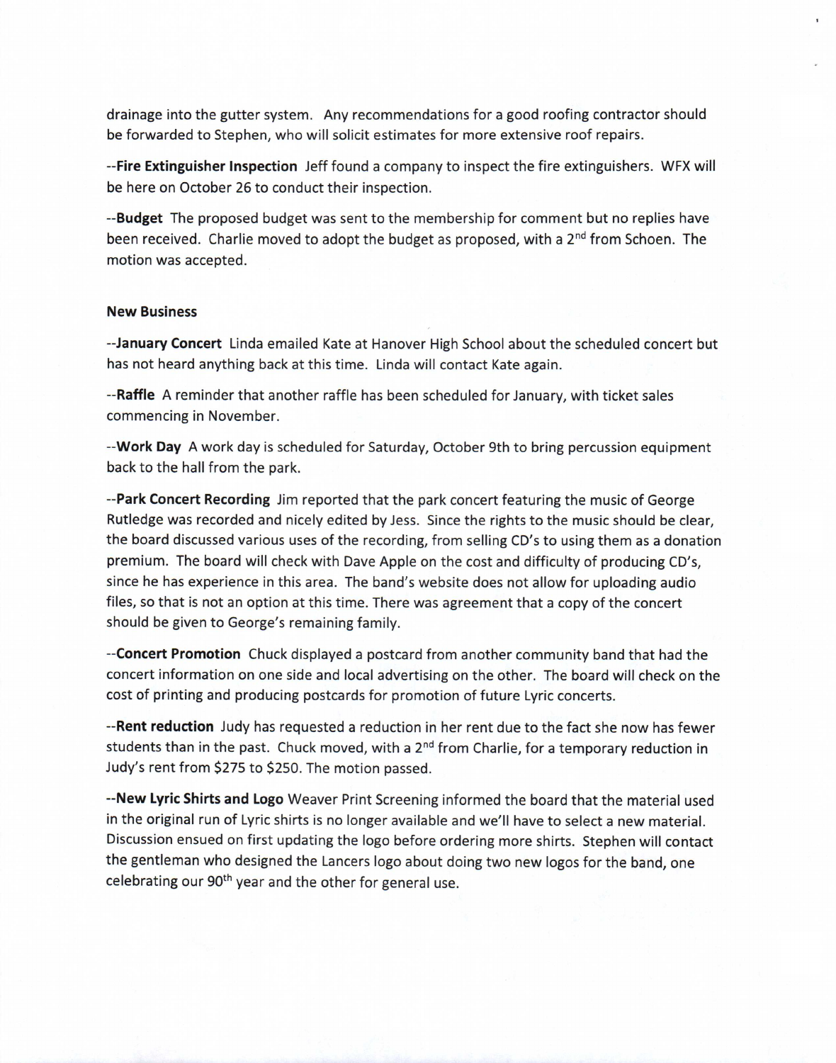drainage into the gutter system. Any recommendations for a good roofing contractor should be forwarded to Stephen, who will solicit estimates for more extensive roof repairs.

--**Fire Extinguisher Inspection** Jeff found a company to inspect the fire extinguishers. WFX will be here on October 26 to conduct their inspection.

--**Budget** The proposed budget was sent to the membership for comment but no replies have been received. Charlie moved to adopt the budget as proposed, with a 2nd from Schoen. The motion was accepted.

### New Business

--**January Concert** Linda emailed Kate at Hanover High School about the scheduled concert but has not heard anything back at this time. Linda will contact Kate again.

--**Raffle** A reminder that another raffle has been scheduled for January, with ticket sales commencing in November.

--**Work Day** A work day is scheduled for Saturday, October 9th to bring percussion equipment back to the hall from the park.

--**Park Concert Recording** Jim reported that the park concert featuring the music of George Rutledge was recorded and nicely edited by Jess. Since the rights to the music should be clear, the board discussed various uses of the recording, from selling CD's to using them as a donation premium. The board will check with Dave Apple on the cost and difficulty of producing CD's, since he has experience in this area. The band's website does not allow for uploading audio files, so that is not an option at this time. There was agreement that a copy of the concert should be given to George's remaining family.

--**Concert Promotion** Chuck displayed a postcard from another community band that had the concert information on one side and local advertising on the other. The board will check on the cost of printing and producing postcards for promotion of future Lyric concerts.

--**Rent reduction** Judy has requested a reduction in her rent due to the fact she now has fewer students than in the past. Chuck moved, with a 2nd from Charlie, for a temporary reduction in Judy's rent from $275 to $250. The motion passed.

--**New Lyric Shirts and Logo** Weaver Print Screening informed the board that the material used in the original run of Lyric shirts is no longer available and we'll have to select a new material. Discussion ensued on first updating the logo before ordering more shirts. Stephen will contact the gentleman who designed the Lancers logo about doing two new logos for the band, one celebrating our 90th year and the other for general use.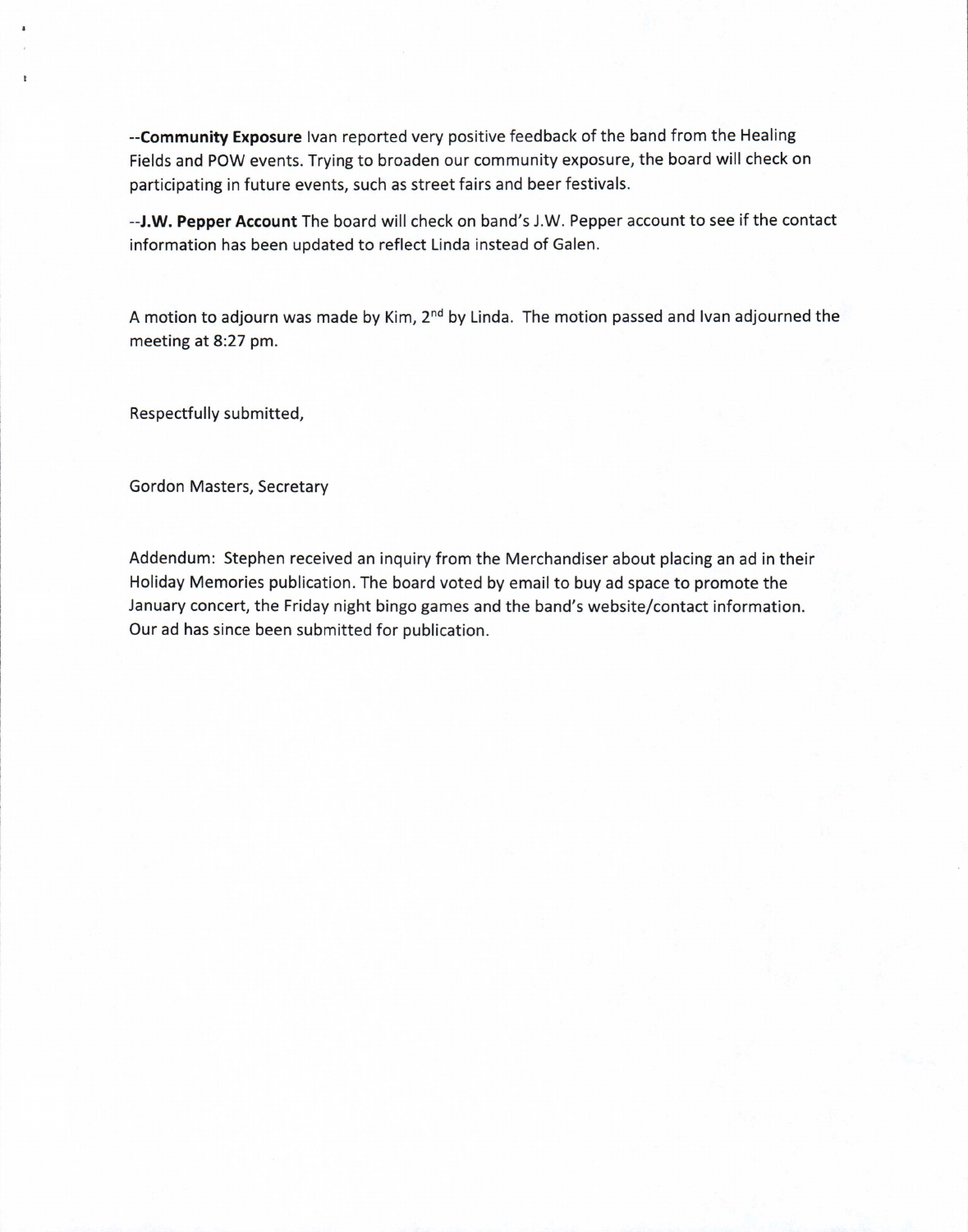--**Community Exposure** Ivan reported very positive feedback of the band from the Healing Fields and POW events. Trying to broaden our community exposure, the board will check on participating in future events, such as street fairs and beer festivals.

--**J.W. Pepper Account** The board will check on band's J.W. Pepper account to see if the contact information has been updated to reflect Linda instead of Galen.

A motion to adjourn was made by Kim, 2nd by Linda. The motion passed and Ivan adjourned the meeting at 8:27 pm.

Respectfully submitted,

Gordon Masters, Secretary

Addendum: Stephen received an inquiry from the Merchandiser about placing an ad in their Holiday Memories publication. The board voted by email to buy ad space to promote the January concert, the Friday night bingo games and the band's website/contact information. Our ad has since been submitted for publication.